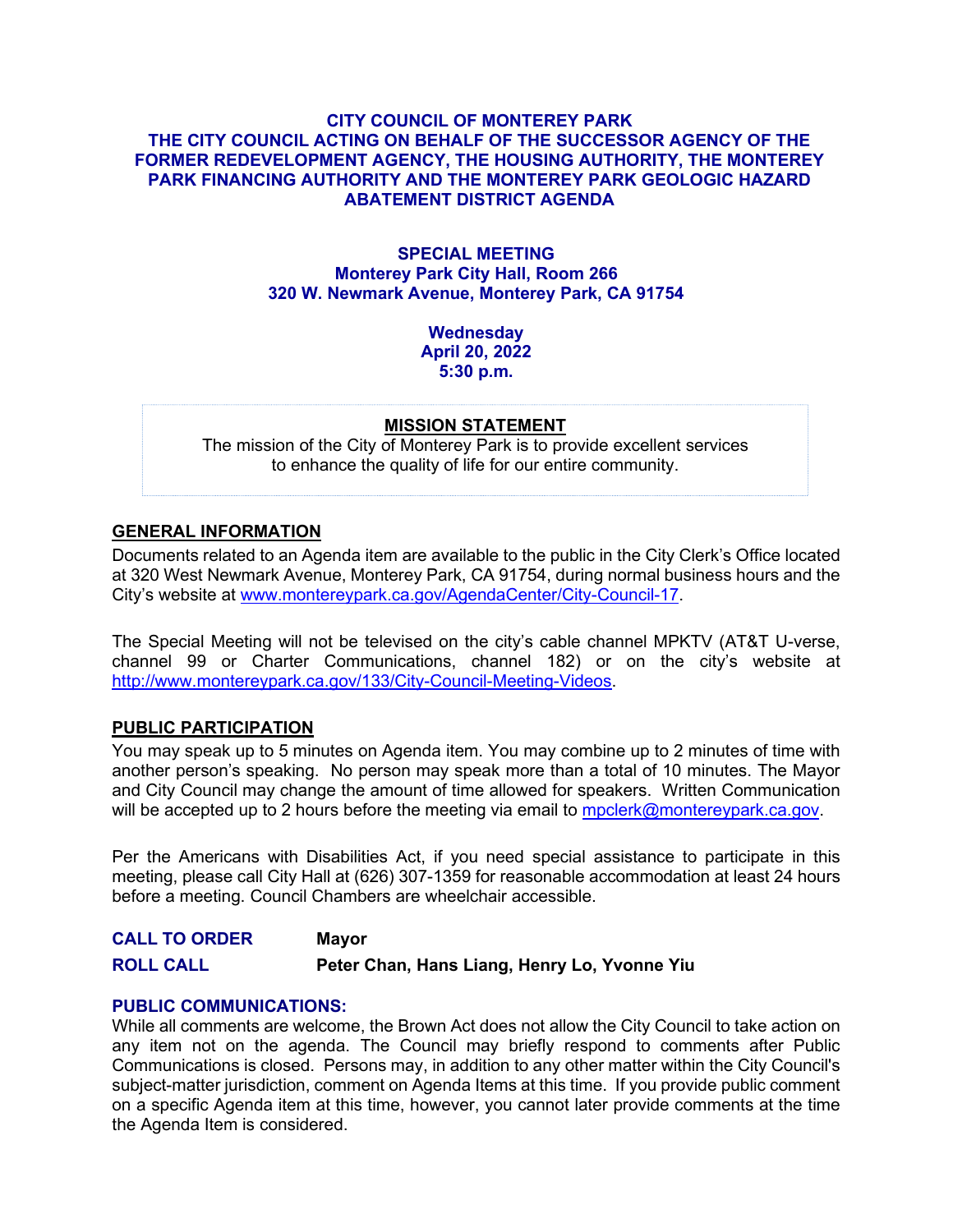# CITY COUNCIL OF MONTEREY PARK
## THE CITY COUNCIL ACTING ON BEHALF OF THE SUCCESSOR AGENCY OF THE FORMER REDEVELOPMENT AGENCY, THE HOUSING AUTHORITY, THE MONTEREY PARK FINANCING AUTHORITY AND THE MONTEREY PARK GEOLOGIC HAZARD ABATEMENT DISTRICT AGENDA

**SPECIAL MEETING**
**Monterey Park City Hall, Room 266**
**320 W. Newmark Avenue, Monterey Park, CA 91754**

**Wednesday**
**April 20, 2022**
**5:30 p.m.**

**MISSION STATEMENT**

The mission of the City of Monterey Park is to provide excellent services to enhance the quality of life for our entire community.

## GENERAL INFORMATION

Documents related to an Agenda item are available to the public in the City Clerk's Office located at 320 West Newmark Avenue, Monterey Park, CA 91754, during normal business hours and the City's website at www.montereypark.ca.gov/AgendaCenter/City-Council-17.

The Special Meeting will not be televised on the city's cable channel MPKTV (AT&T U-verse, channel 99 or Charter Communications, channel 182) or on the city's website at http://www.montereypark.ca.gov/133/City-Council-Meeting-Videos.

## PUBLIC PARTICIPATION

You may speak up to 5 minutes on Agenda item. You may combine up to 2 minutes of time with another person's speaking. No person may speak more than a total of 10 minutes. The Mayor and City Council may change the amount of time allowed for speakers. Written Communication will be accepted up to 2 hours before the meeting via email to mpclerk@montereypark.ca.gov.

Per the Americans with Disabilities Act, if you need special assistance to participate in this meeting, please call City Hall at (626) 307-1359 for reasonable accommodation at least 24 hours before a meeting. Council Chambers are wheelchair accessible.

**CALL TO ORDER** Mayor

**ROLL CALL** Peter Chan, Hans Liang, Henry Lo, Yvonne Yiu

## PUBLIC COMMUNICATIONS:

While all comments are welcome, the Brown Act does not allow the City Council to take action on any item not on the agenda. The Council may briefly respond to comments after Public Communications is closed. Persons may, in addition to any other matter within the City Council's subject-matter jurisdiction, comment on Agenda Items at this time. If you provide public comment on a specific Agenda item at this time, however, you cannot later provide comments at the time the Agenda Item is considered.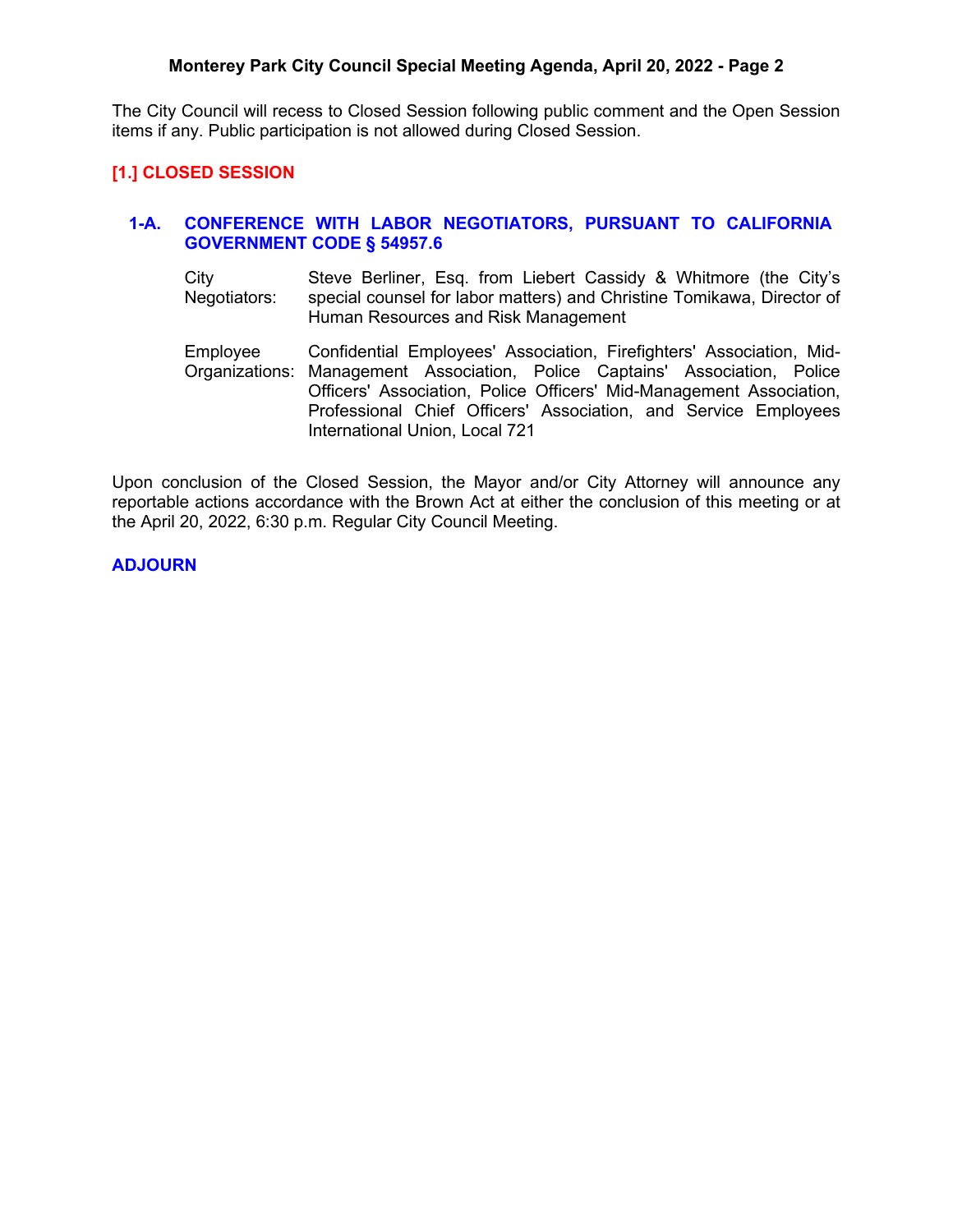The City Council will recess to Closed Session following public comment and the Open Session items if any. Public participation is not allowed during Closed Session.

## [1.] CLOSED SESSION

### 1-A. CONFERENCE WITH LABOR NEGOTIATORS, PURSUANT TO CALIFORNIA GOVERNMENT CODE § 54957.6

City Negotiators: Steve Berliner, Esq. from Liebert Cassidy & Whitmore (the City's special counsel for labor matters) and Christine Tomikawa, Director of Human Resources and Risk Management

Employee Organizations: Confidential Employees' Association, Firefighters' Association, Mid-Management Association, Police Captains' Association, Police Officers' Association, Police Officers' Mid-Management Association, Professional Chief Officers' Association, and Service Employees International Union, Local 721

Upon conclusion of the Closed Session, the Mayor and/or City Attorney will announce any reportable actions accordance with the Brown Act at either the conclusion of this meeting or at the April 20, 2022, 6:30 p.m. Regular City Council Meeting.

## ADJOURN